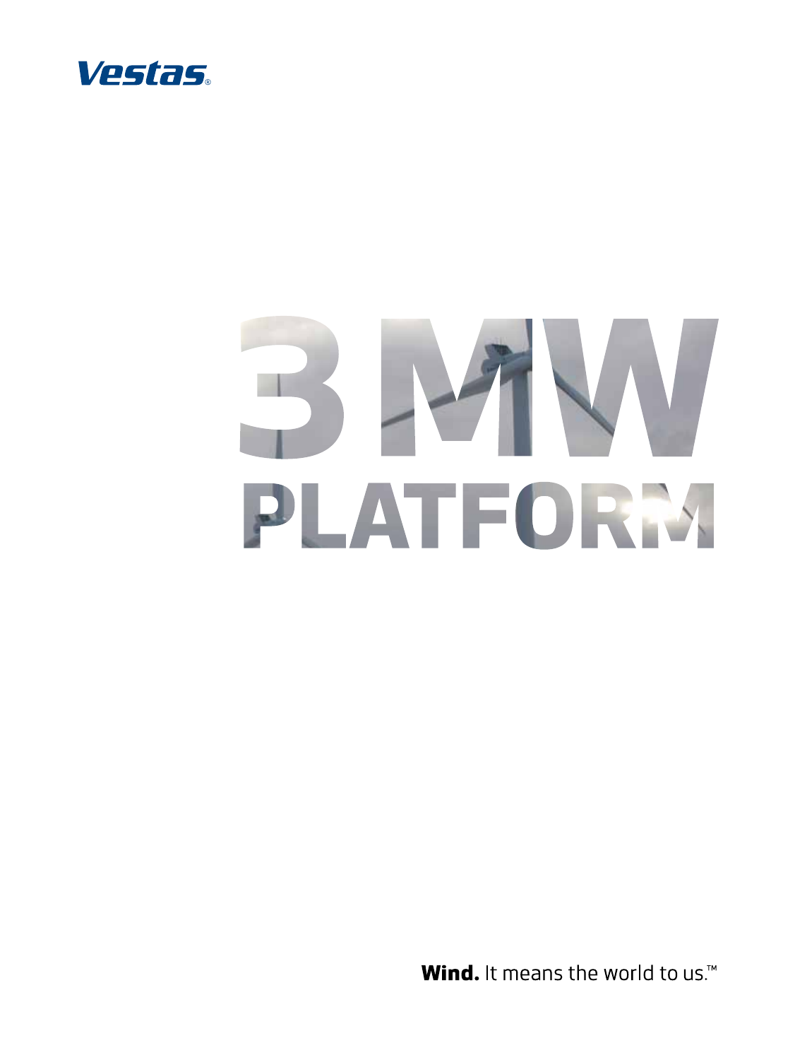Vestas®

# 3 MW PLATFORM

**Wind.** It means the world to us.™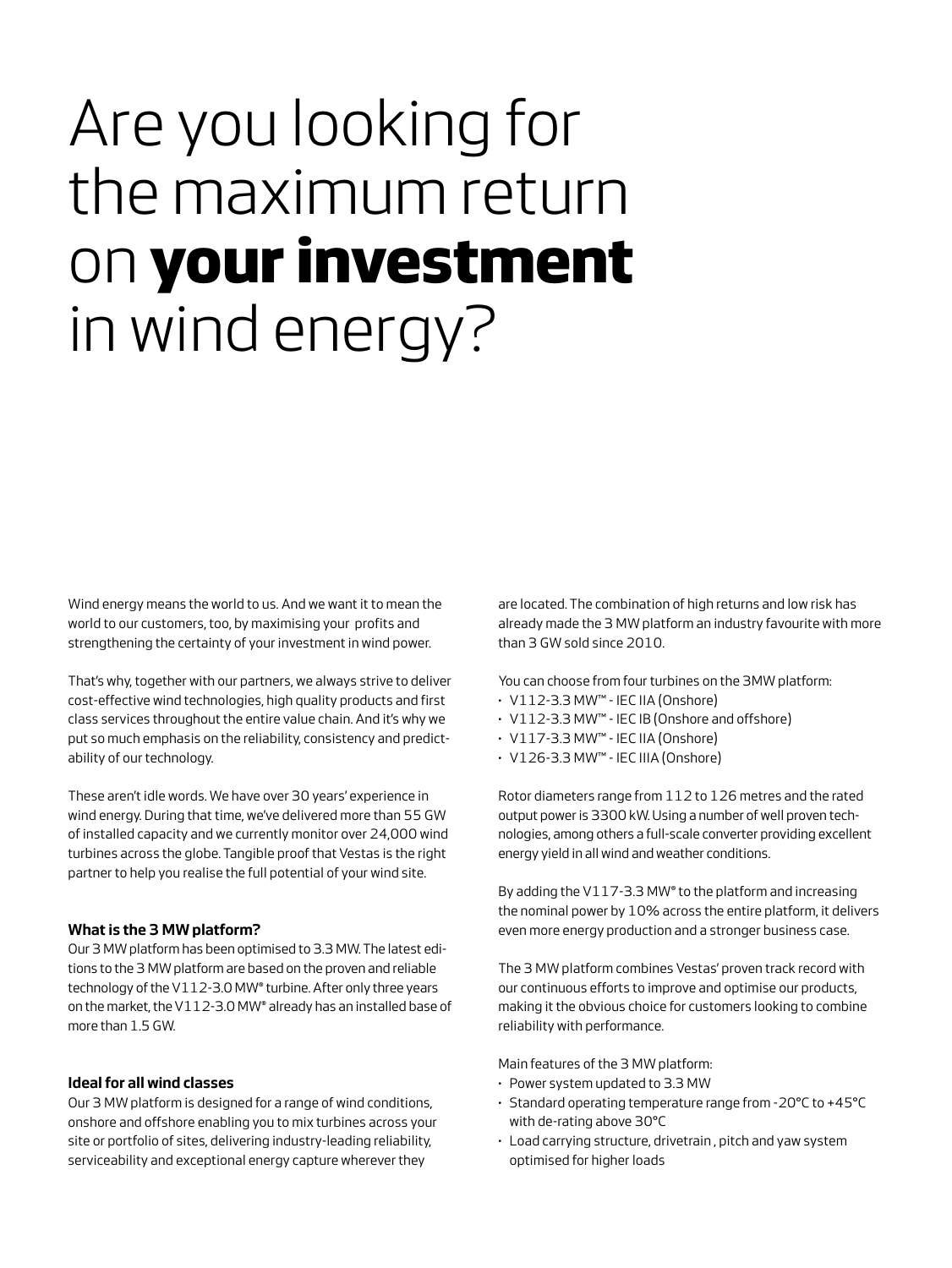# Are you looking for the maximum return on **your investment** in wind energy?

Wind energy means the world to us. And we want it to mean the world to our customers, too, by maximising your profits and strengthening the certainty of your investment in wind power.

That's why, together with our partners, we always strive to deliver cost-effective wind technologies, high quality products and first class services throughout the entire value chain. And it's why we put so much emphasis on the reliability, consistency and predictability of our technology.

These aren't idle words. We have over 30 years' experience in wind energy. During that time, we've delivered more than 55 GW of installed capacity and we currently monitor over 24,000 wind turbines across the globe. Tangible proof that Vestas is the right partner to help you realise the full potential of your wind site.

### What is the 3 MW platform?

Our 3 MW platform has been optimised to 3.3 MW. The latest editions to the 3 MW platform are based on the proven and reliable technology of the V112-3.0 MW® turbine. After only three years on the market, the V112-3.0 MW® already has an installed base of more than 1.5 GW.

### Ideal for all wind classes

Our 3 MW platform is designed for a range of wind conditions, onshore and offshore enabling you to mix turbines across your site or portfolio of sites, delivering industry-leading reliability, serviceability and exceptional energy capture wherever they are located. The combination of high returns and low risk has already made the 3 MW platform an industry favourite with more than 3 GW sold since 2010.

You can choose from four turbines on the 3MW platform:

- V112-3.3 MW™ - IEC IIA (Onshore)
- V112-3.3 MW™ - IEC IB (Onshore and offshore)
- V117-3.3 MW™ - IEC IIA (Onshore)
- V126-3.3 MW™ - IEC IIIA (Onshore)

Rotor diameters range from 112 to 126 metres and the rated output power is 3300 kW. Using a number of well proven technologies, among others a full-scale converter providing excellent energy yield in all wind and weather conditions.

By adding the V117-3.3 MW® to the platform and increasing the nominal power by 10% across the entire platform, it delivers even more energy production and a stronger business case.

The 3 MW platform combines Vestas' proven track record with our continuous efforts to improve and optimise our products, making it the obvious choice for customers looking to combine reliability with performance.

Main features of the 3 MW platform:

- Power system updated to 3.3 MW
- Standard operating temperature range from -20°C to +45°C with de-rating above 30°C
- Load carrying structure, drivetrain , pitch and yaw system optimised for higher loads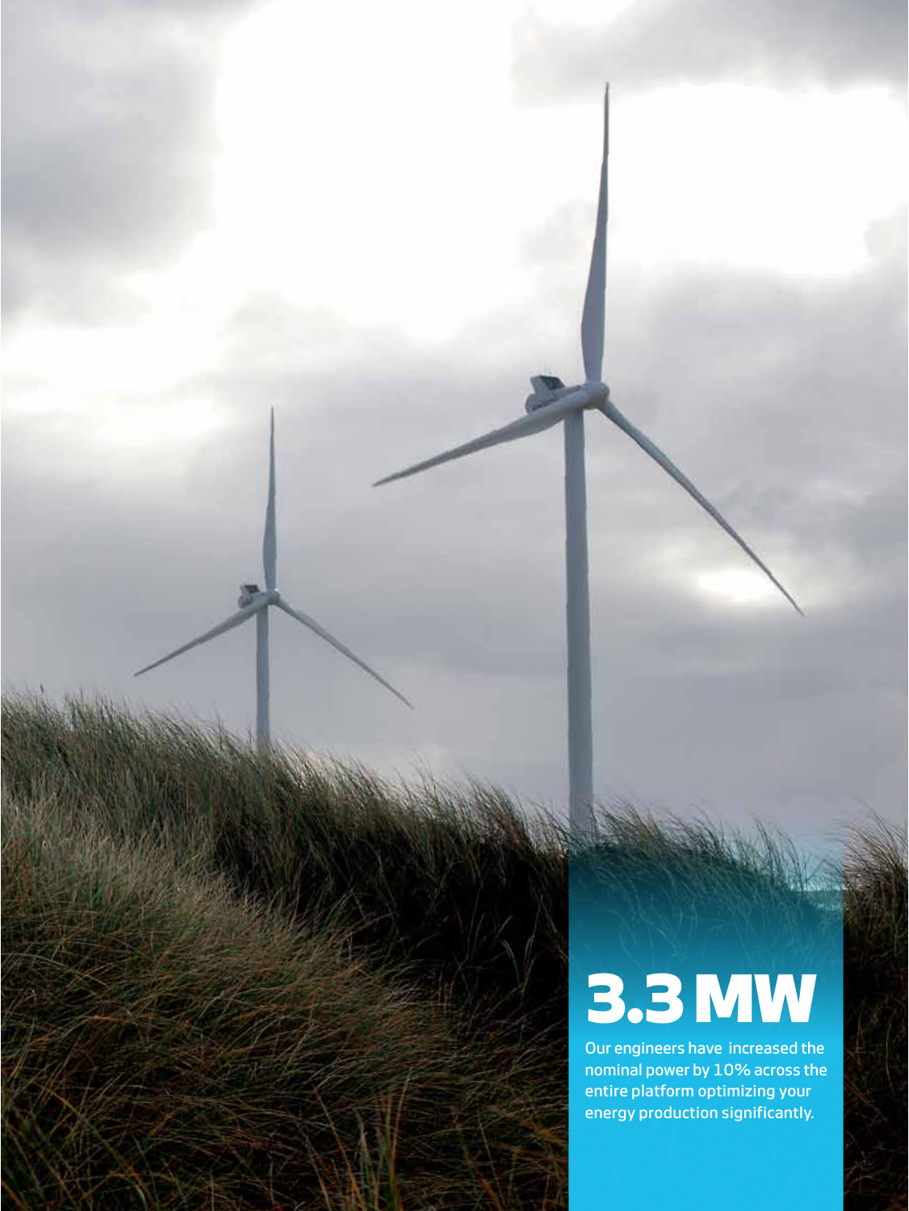# 3.3 MW

Our engineers have increased the nominal power by 10% across the entire platform optimizing your energy production significantly.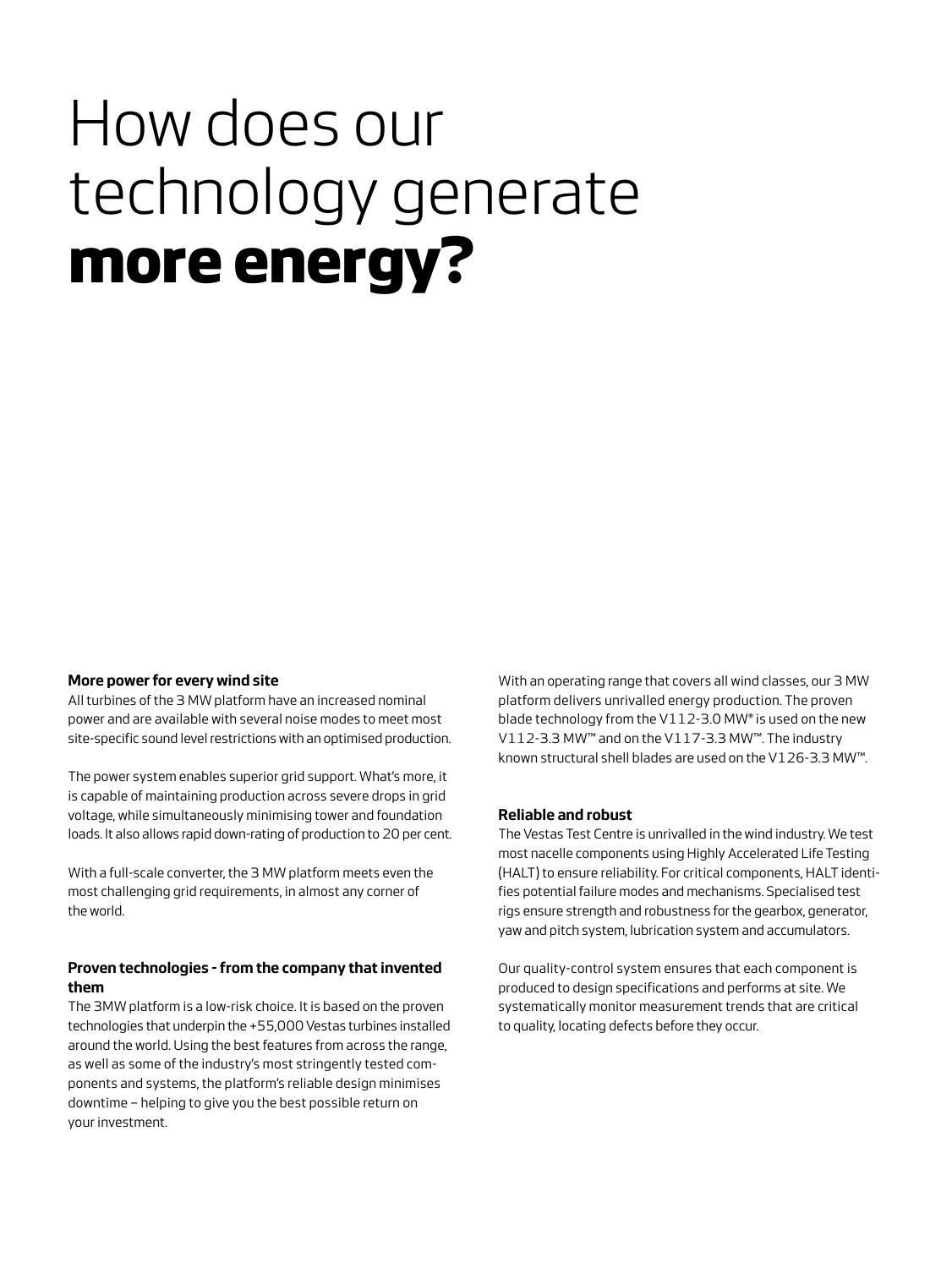# How does our technology generate **more energy?**

**More power for every wind site**

All turbines of the 3 MW platform have an increased nominal power and are available with several noise modes to meet most site-specific sound level restrictions with an optimised production.

The power system enables superior grid support. What's more, it is capable of maintaining production across severe drops in grid voltage, while simultaneously minimising tower and foundation loads. It also allows rapid down-rating of production to 20 per cent.

With a full-scale converter, the 3 MW platform meets even the most challenging grid requirements, in almost any corner of the world.

**Proven technologies - from the company that invented them**

The 3MW platform is a low-risk choice. It is based on the proven technologies that underpin the +55,000 Vestas turbines installed around the world. Using the best features from across the range, as well as some of the industry's most stringently tested components and systems, the platform's reliable design minimises downtime – helping to give you the best possible return on your investment.

With an operating range that covers all wind classes, our 3 MW platform delivers unrivalled energy production. The proven blade technology from the V112-3.0 MW® is used on the new V112-3.3 MW™ and on the V117-3.3 MW™. The industry known structural shell blades are used on the V126-3.3 MW™.

**Reliable and robust**

The Vestas Test Centre is unrivalled in the wind industry. We test most nacelle components using Highly Accelerated Life Testing (HALT) to ensure reliability. For critical components, HALT identifies potential failure modes and mechanisms. Specialised test rigs ensure strength and robustness for the gearbox, generator, yaw and pitch system, lubrication system and accumulators.

Our quality-control system ensures that each component is produced to design specifications and performs at site. We systematically monitor measurement trends that are critical to quality, locating defects before they occur.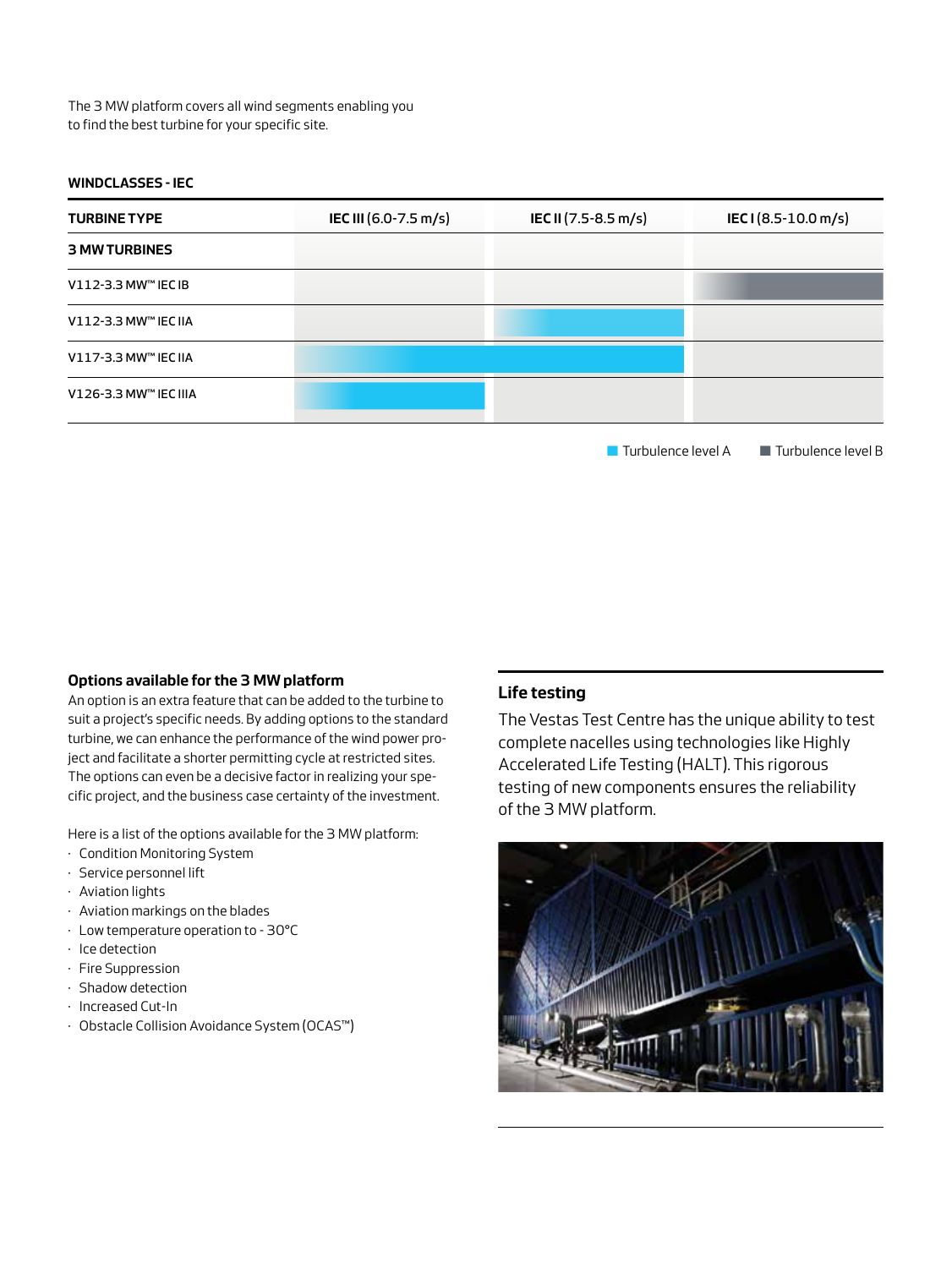The 3 MW platform covers all wind segments enabling you to find the best turbine for your specific site.

**WINDCLASSES - IEC**

| TURBINE TYPE | IEC III (6.0-7.5 m/s) | IEC II (7.5-8.5 m/s) | IEC I (8.5-10.0 m/s) |
|---|---|---|---|
| **3 MW TURBINES** | | | |
| V112-3.3 MW™ IEC IB | | | Turbulence level B |
| V112-3.3 MW™ IEC IIA | | Turbulence level A | |
| V117-3.3 MW™ IEC IIA | Turbulence level A | Turbulence level A | |
| V126-3.3 MW™ IEC IIIA | Turbulence level A | | |

Turbulence level A    Turbulence level B

### Options available for the 3 MW platform

An option is an extra feature that can be added to the turbine to suit a project's specific needs. By adding options to the standard turbine, we can enhance the performance of the wind power project and facilitate a shorter permitting cycle at restricted sites. The options can even be a decisive factor in realizing your specific project, and the business case certainty of the investment.

Here is a list of the options available for the 3 MW platform:

- Condition Monitoring System
- Service personnel lift
- Aviation lights
- Aviation markings on the blades
- Low temperature operation to - 30°C
- Ice detection
- Fire Suppression
- Shadow detection
- Increased Cut-In
- Obstacle Collision Avoidance System (OCAS™)

### Life testing

The Vestas Test Centre has the unique ability to test complete nacelles using technologies like Highly Accelerated Life Testing (HALT). This rigorous testing of new components ensures the reliability of the 3 MW platform.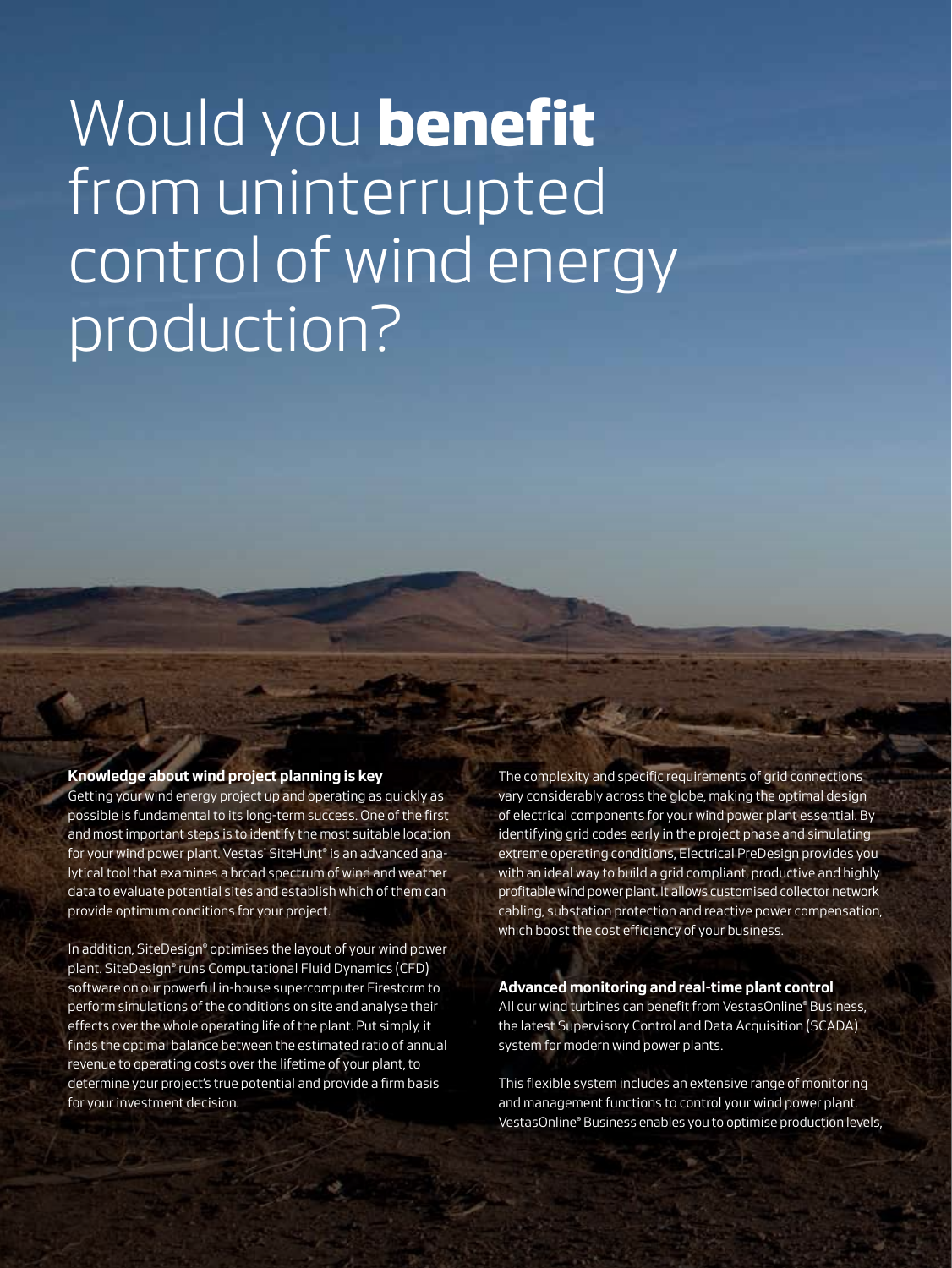# Would you **benefit** from uninterrupted control of wind energy production?

**Knowledge about wind project planning is key**

Getting your wind energy project up and operating as quickly as possible is fundamental to its long-term success. One of the first and most important steps is to identify the most suitable location for your wind power plant. Vestas' SiteHunt® is an advanced analytical tool that examines a broad spectrum of wind and weather data to evaluate potential sites and establish which of them can provide optimum conditions for your project.

In addition, SiteDesign® optimises the layout of your wind power plant. SiteDesign® runs Computational Fluid Dynamics (CFD) software on our powerful in-house supercomputer Firestorm to perform simulations of the conditions on site and analyse their effects over the whole operating life of the plant. Put simply, it finds the optimal balance between the estimated ratio of annual revenue to operating costs over the lifetime of your plant, to determine your project's true potential and provide a firm basis for your investment decision.

The complexity and specific requirements of grid connections vary considerably across the globe, making the optimal design of electrical components for your wind power plant essential. By identifying grid codes early in the project phase and simulating extreme operating conditions, Electrical PreDesign provides you with an ideal way to build a grid compliant, productive and highly profitable wind power plant. It allows customised collector network cabling, substation protection and reactive power compensation, which boost the cost efficiency of your business.

**Advanced monitoring and real-time plant control**

All our wind turbines can benefit from VestasOnline® Business, the latest Supervisory Control and Data Acquisition (SCADA) system for modern wind power plants.

This flexible system includes an extensive range of monitoring and management functions to control your wind power plant. VestasOnline® Business enables you to optimise production levels,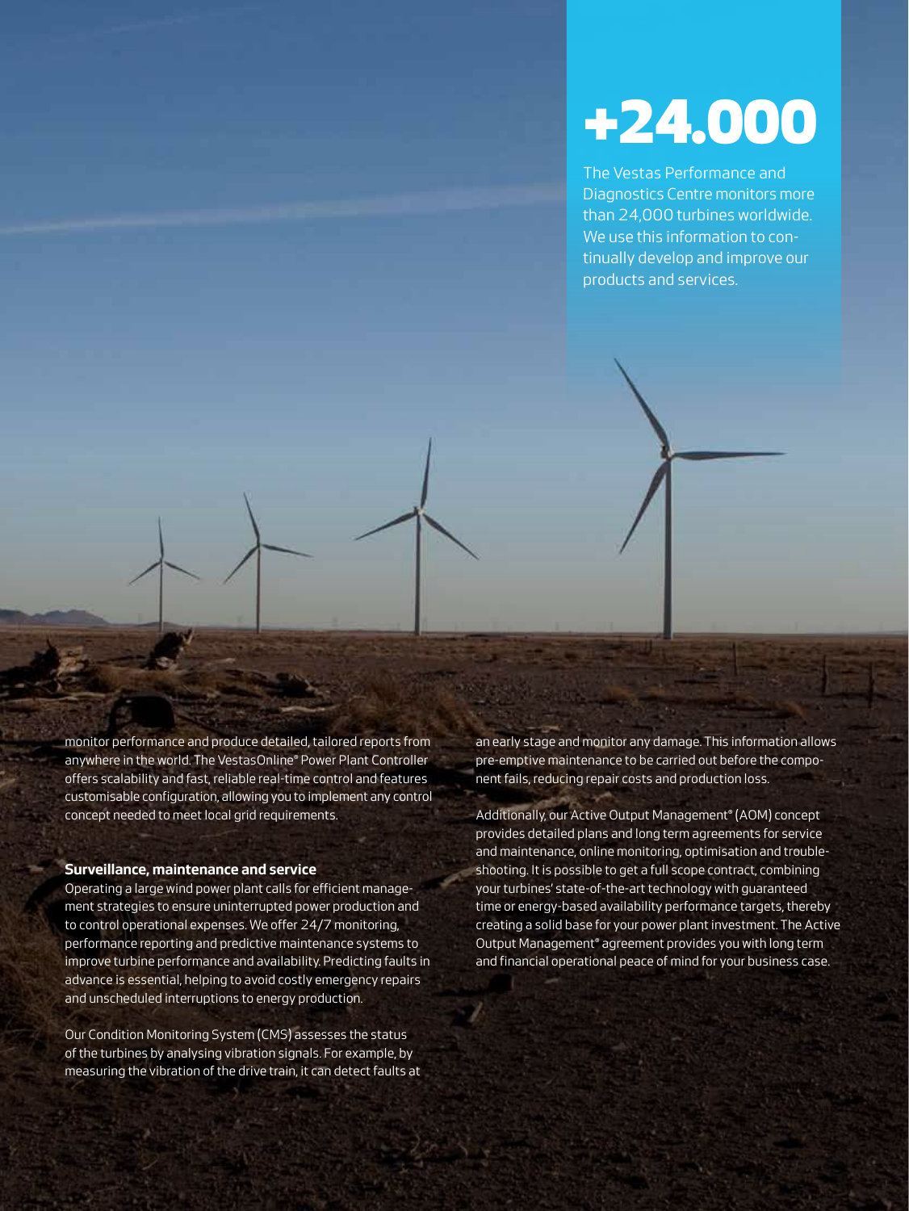**+24.000**

The Vestas Performance and Diagnostics Centre monitors more than 24,000 turbines worldwide. We use this information to continually develop and improve our products and services.

monitor performance and produce detailed, tailored reports from anywhere in the world. The VestasOnline® Power Plant Controller offers scalability and fast, reliable real-time control and features customisable configuration, allowing you to implement any control concept needed to meet local grid requirements.

### Surveillance, maintenance and service

Operating a large wind power plant calls for efficient management strategies to ensure uninterrupted power production and to control operational expenses. We offer 24/7 monitoring, performance reporting and predictive maintenance systems to improve turbine performance and availability. Predicting faults in advance is essential, helping to avoid costly emergency repairs and unscheduled interruptions to energy production.

Our Condition Monitoring System (CMS) assesses the status of the turbines by analysing vibration signals. For example, by measuring the vibration of the drive train, it can detect faults at an early stage and monitor any damage. This information allows pre-emptive maintenance to be carried out before the component fails, reducing repair costs and production loss.

Additionally, our Active Output Management® (AOM) concept provides detailed plans and long term agreements for service and maintenance, online monitoring, optimisation and troubleshooting. It is possible to get a full scope contract, combining your turbines' state-of-the-art technology with guaranteed time or energy-based availability performance targets, thereby creating a solid base for your power plant investment. The Active Output Management® agreement provides you with long term and financial operational peace of mind for your business case.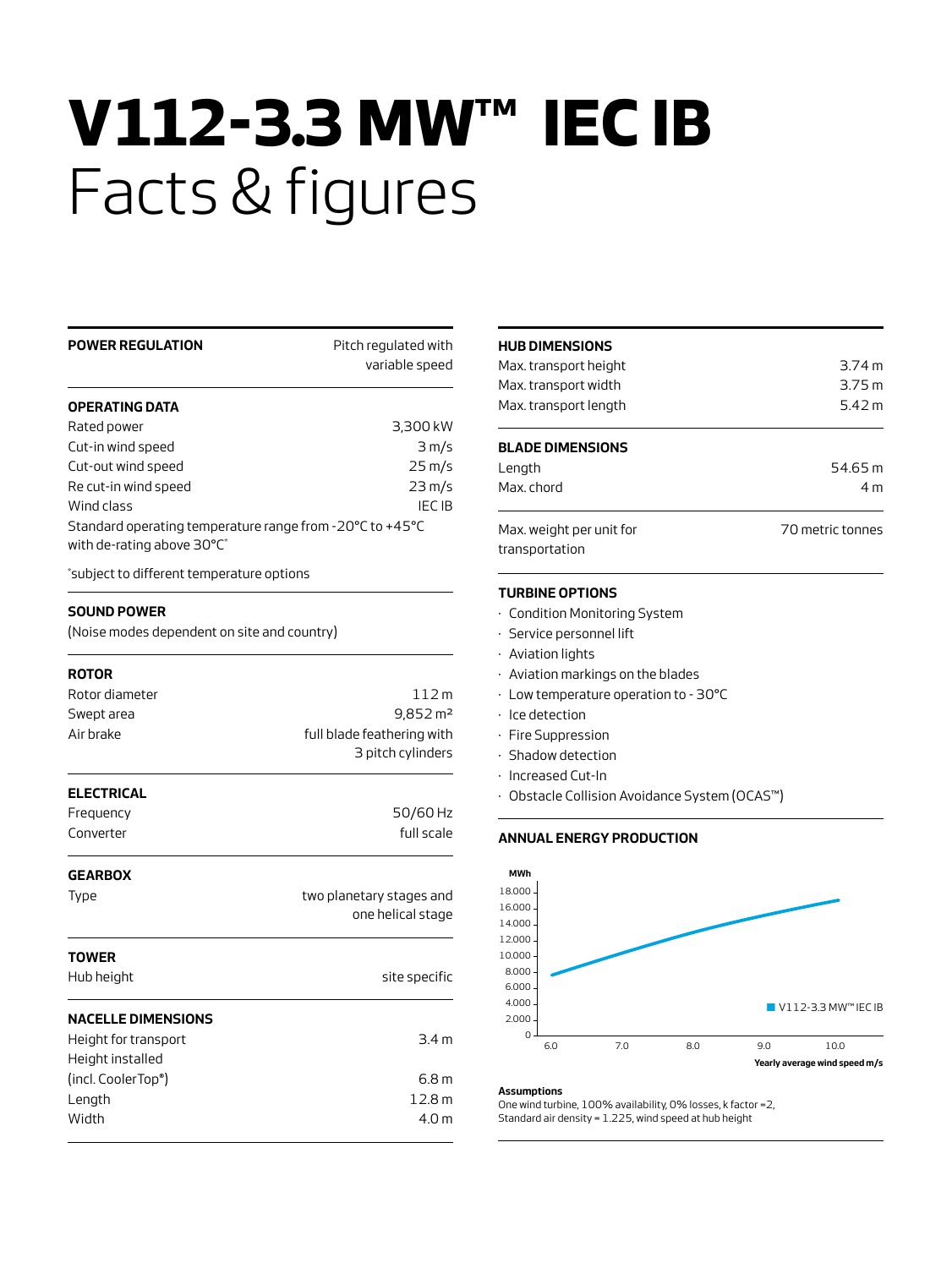# V112-3.3 MW™ IEC IB
## Facts & figures

**POWER REGULATION** Pitch regulated with variable speed

**OPERATING DATA**

| | |
|---|---|
| Rated power | 3,300 kW |
| Cut-in wind speed | 3 m/s |
| Cut-out wind speed | 25 m/s |
| Re cut-in wind speed | 23 m/s |
| Wind class | IEC IB |

Standard operating temperature range from -20°C to +45°C with de-rating above 30°C*

*subject to different temperature options

**SOUND POWER**

(Noise modes dependent on site and country)

**ROTOR**

| | |
|---|---|
| Rotor diameter | 112 m |
| Swept area | 9,852 m² |
| Air brake | full blade feathering with 3 pitch cylinders |

**ELECTRICAL**

| | |
|---|---|
| Frequency | 50/60 Hz |
| Converter | full scale |

**GEARBOX**

| | |
|---|---|
| Type | two planetary stages and one helical stage |

**TOWER**

| | |
|---|---|
| Hub height | site specific |

**NACELLE DIMENSIONS**

| | |
|---|---|
| Height for transport | 3.4 m |
| Height installed (incl. CoolerTop®) | 6.8 m |
| Length | 12.8 m |
| Width | 4.0 m |

**HUB DIMENSIONS**

| | |
|---|---|
| Max. transport height | 3.74 m |
| Max. transport width | 3.75 m |
| Max. transport length | 5.42 m |

**BLADE DIMENSIONS**

| | |
|---|---|
| Length | 54.65 m |
| Max. chord | 4 m |

| | |
|---|---|
| Max. weight per unit for transportation | 70 metric tonnes |

**TURBINE OPTIONS**

- Condition Monitoring System
- Service personnel lift
- Aviation lights
- Aviation markings on the blades
- Low temperature operation to - 30°C
- Ice detection
- Fire Suppression
- Shadow detection
- Increased Cut-In
- Obstacle Collision Avoidance System (OCAS™)

**ANNUAL ENERGY PRODUCTION**

MWh: 18.000, 16.000, 14.000, 12.000, 10.000, 8.000, 6.000, 4.000, 2.000, 0

Yearly average wind speed m/s: 6.0, 7.0, 8.0, 9.0, 10.0

V112-3.3 MW™ IEC IB

**Assumptions**

One wind turbine, 100% availability, 0% losses, k factor =2, Standard air density = 1.225, wind speed at hub height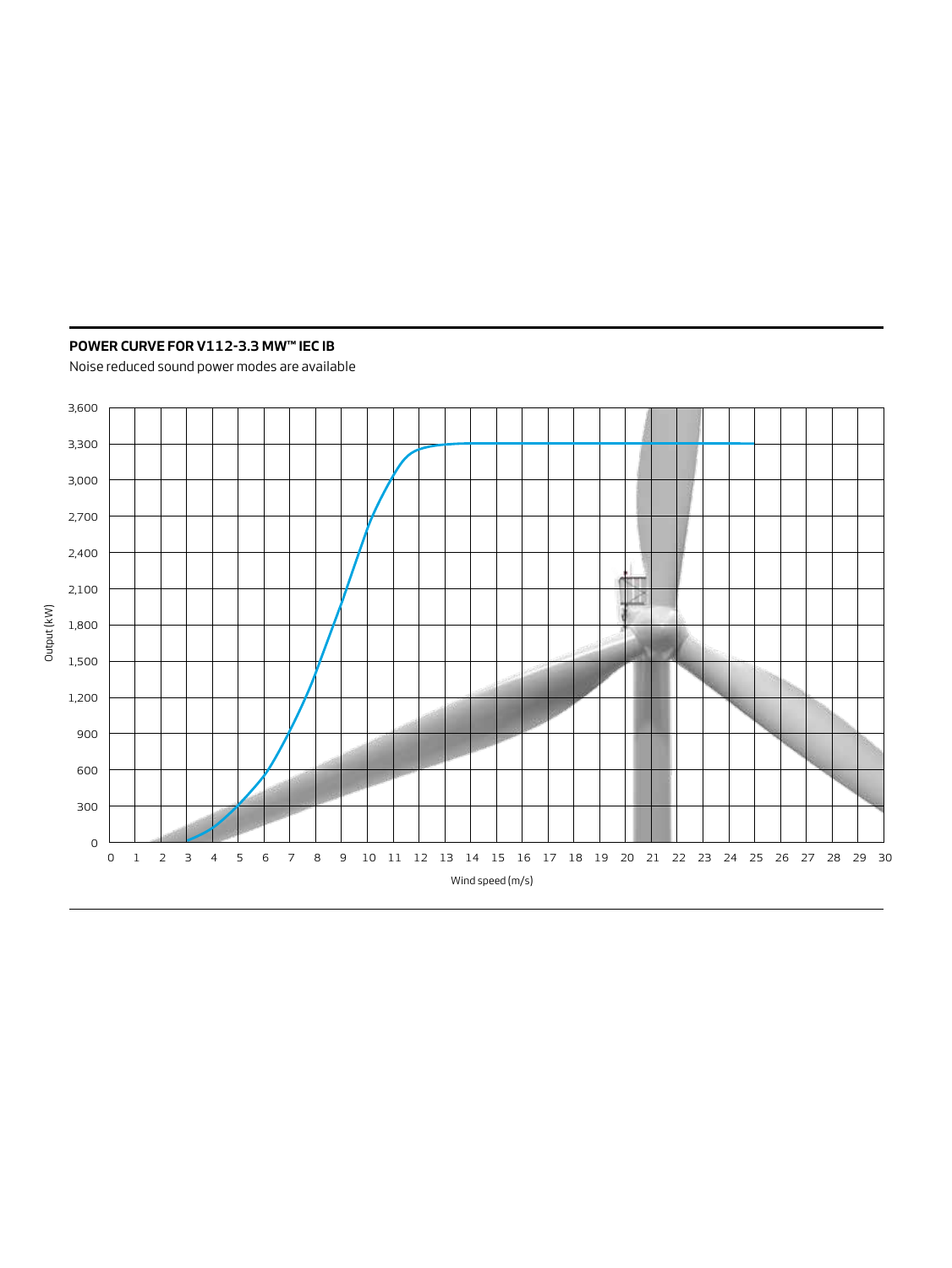## POWER CURVE FOR V112-3.3 MW™ IEC IB

Noise reduced sound power modes are available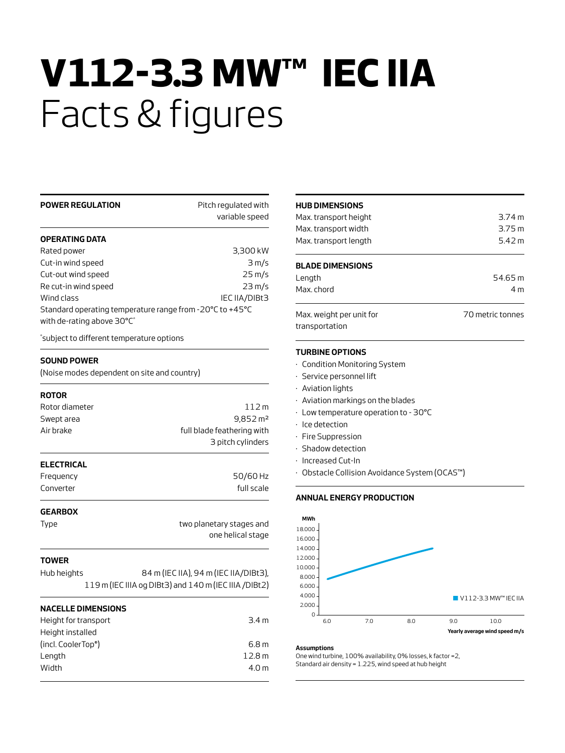# **V112-3.3 MW™ IEC IIA**

# Facts & figures

| **POWER REGULATION** | Pitch regulated with variable speed |
|---|---|

**OPERATING DATA**

| | |
|---|---|
| Rated power | 3,300 kW |
| Cut-in wind speed | 3 m/s |
| Cut-out wind speed | 25 m/s |
| Re cut-in wind speed | 23 m/s |
| Wind class | IEC IIA/DIBt3 |

Standard operating temperature range from -20°C to +45°C with de-rating above 30°C*

*subject to different temperature options

**SOUND POWER**

(Noise modes dependent on site and country)

**ROTOR**

| | |
|---|---|
| Rotor diameter | 112 m |
| Swept area | 9,852 m² |
| Air brake | full blade feathering with 3 pitch cylinders |

**ELECTRICAL**

| | |
|---|---|
| Frequency | 50/60 Hz |
| Converter | full scale |

**GEARBOX**

| | |
|---|---|
| Type | two planetary stages and one helical stage |

**TOWER**

| | |
|---|---|
| Hub heights | 84 m (IEC IIA), 94 m (IEC IIA/DIBt3), 119 m (IEC IIIA og DIBt3) and 140 m (IEC IIIA /DIBt2) |

**NACELLE DIMENSIONS**

| | |
|---|---|
| Height for transport | 3.4 m |
| Height installed (incl. CoolerTop®) | 6.8 m |
| Length | 12.8 m |
| Width | 4.0 m |

**HUB DIMENSIONS**

| | |
|---|---|
| Max. transport height | 3.74 m |
| Max. transport width | 3.75 m |
| Max. transport length | 5.42 m |

**BLADE DIMENSIONS**

| | |
|---|---|
| Length | 54.65 m |
| Max. chord | 4 m |

| | |
|---|---|
| Max. weight per unit for transportation | 70 metric tonnes |

**TURBINE OPTIONS**

- Condition Monitoring System
- Service personnel lift
- Aviation lights
- Aviation markings on the blades
- Low temperature operation to - 30°C
- Ice detection
- Fire Suppression
- Shadow detection
- Increased Cut-In
- Obstacle Collision Avoidance System (OCAS™)

**ANNUAL ENERGY PRODUCTION**

MWh: 0, 2.000, 4.000, 6.000, 8.000, 10.000, 12.000, 14.000, 16.000, 18.000

Yearly average wind speed m/s: 6.0, 7.0, 8.0, 9.0, 10.0

V112-3.3 MW™ IEC IIA

**Assumptions**

One wind turbine, 100% availability, 0% losses, k factor = 2, Standard air density = 1.225, wind speed at hub height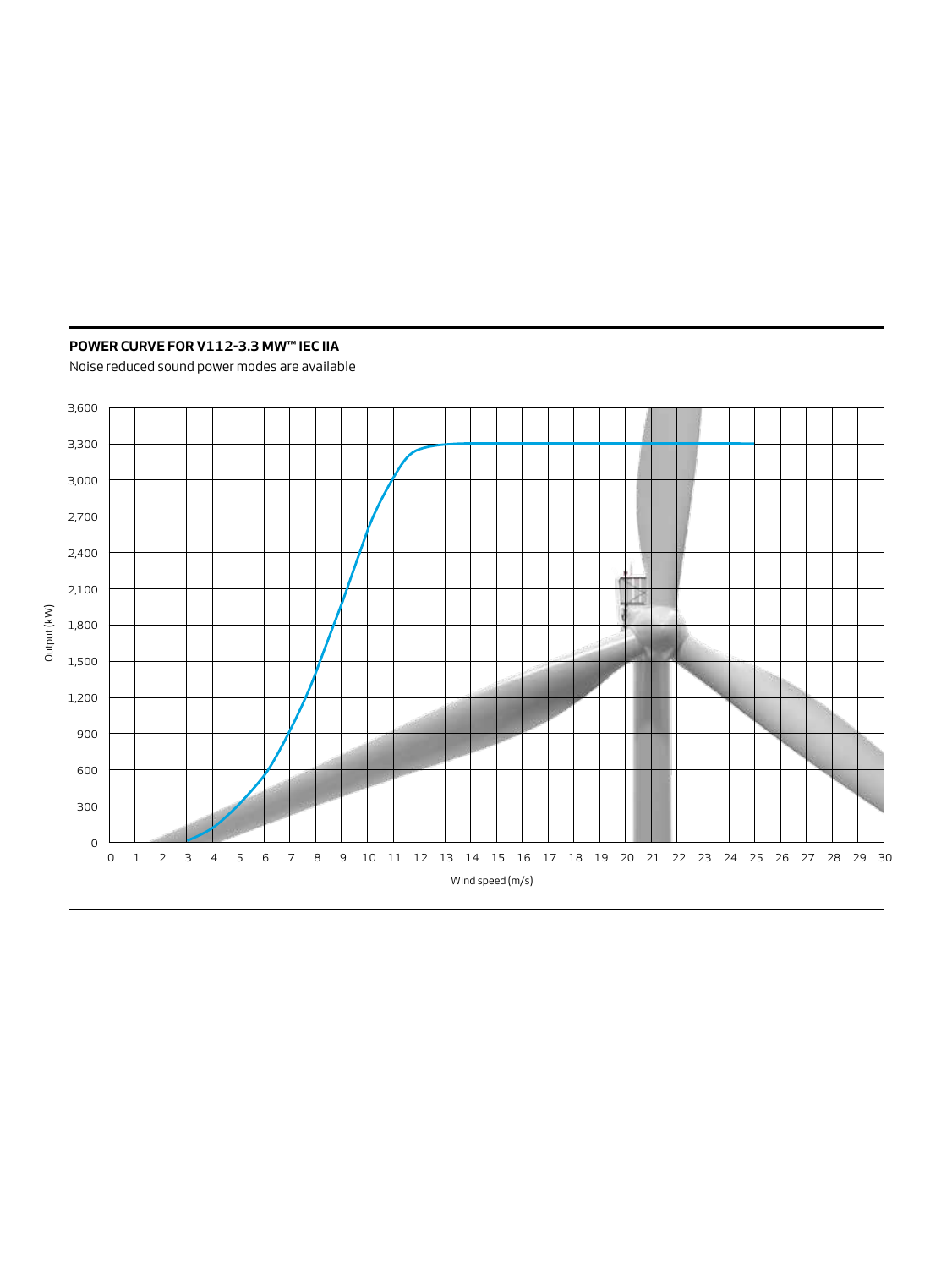**POWER CURVE FOR V112-3.3 MW™ IEC IIA**

Noise reduced sound power modes are available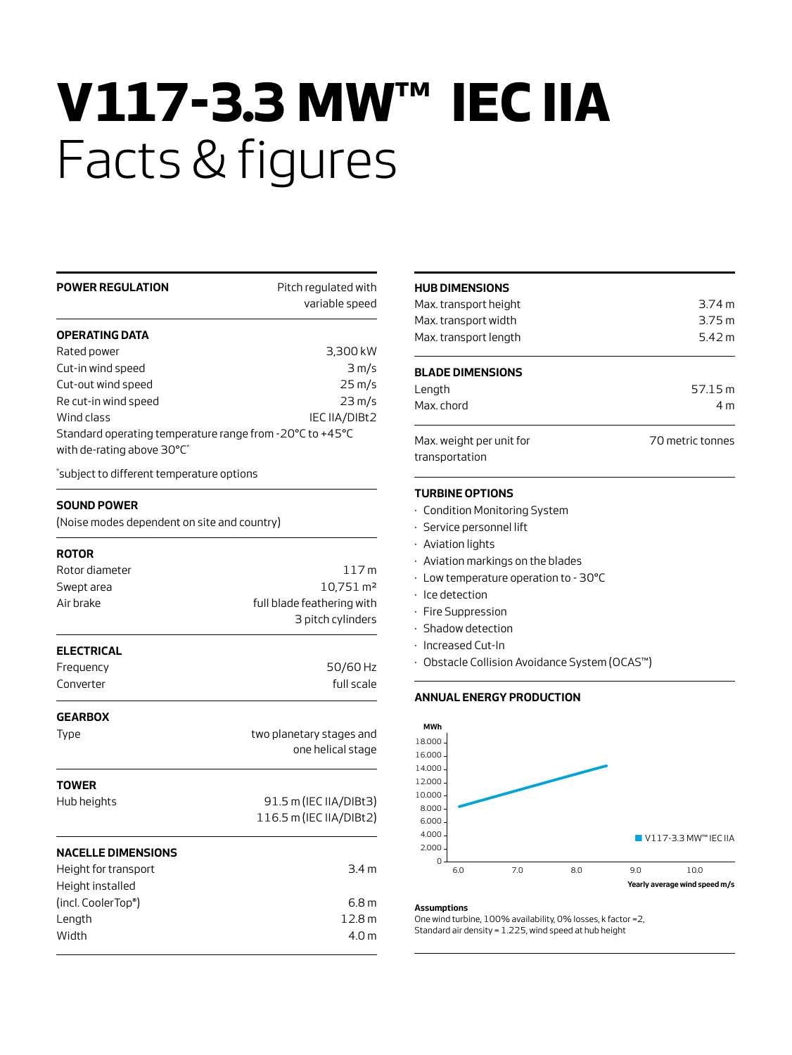# **V117-3.3 MW™ IEC IIA**
# Facts & figures

**POWER REGULATION** Pitch regulated with variable speed

**OPERATING DATA**

| | |
|---|---|
| Rated power | 3,300 kW |
| Cut-in wind speed | 3 m/s |
| Cut-out wind speed | 25 m/s |
| Re cut-in wind speed | 23 m/s |
| Wind class | IEC IIA/DIBt2 |

Standard operating temperature range from -20°C to +45°C with de-rating above 30°C*

*subject to different temperature options

**SOUND POWER**

(Noise modes dependent on site and country)

**ROTOR**

| | |
|---|---|
| Rotor diameter | 117 m |
| Swept area | 10,751 m² |
| Air brake | full blade feathering with 3 pitch cylinders |

**ELECTRICAL**

| | |
|---|---|
| Frequency | 50/60 Hz |
| Converter | full scale |

**GEARBOX**

| | |
|---|---|
| Type | two planetary stages and one helical stage |

**TOWER**

| | |
|---|---|
| Hub heights | 91.5 m (IEC IIA/DIBt3) 116.5 m (IEC IIA/DIBt2) |

**NACELLE DIMENSIONS**

| | |
|---|---|
| Height for transport | 3.4 m |
| Height installed (incl. CoolerTop®) | 6.8 m |
| Length | 12.8 m |
| Width | 4.0 m |

**HUB DIMENSIONS**

| | |
|---|---|
| Max. transport height | 3.74 m |
| Max. transport width | 3.75 m |
| Max. transport length | 5.42 m |

**BLADE DIMENSIONS**

| | |
|---|---|
| Length | 57.15 m |
| Max. chord | 4 m |

| | |
|---|---|
| Max. weight per unit for transportation | 70 metric tonnes |

**TURBINE OPTIONS**

- Condition Monitoring System
- Service personnel lift
- Aviation lights
- Aviation markings on the blades
- Low temperature operation to - 30°C
- Ice detection
- Fire Suppression
- Shadow detection
- Increased Cut-In
- Obstacle Collision Avoidance System (OCAS™)

**ANNUAL ENERGY PRODUCTION**

MWh: 18.000, 16.000, 14.000, 12.000, 10.000, 8.000, 6.000, 4.000, 2.000, 0

Yearly average wind speed m/s: 6.0, 7.0, 8.0, 9.0, 10.0

V117-3.3 MW™ IEC IIA

**Assumptions**

One wind turbine, 100% availability, 0% losses, k factor =2, Standard air density = 1.225, wind speed at hub height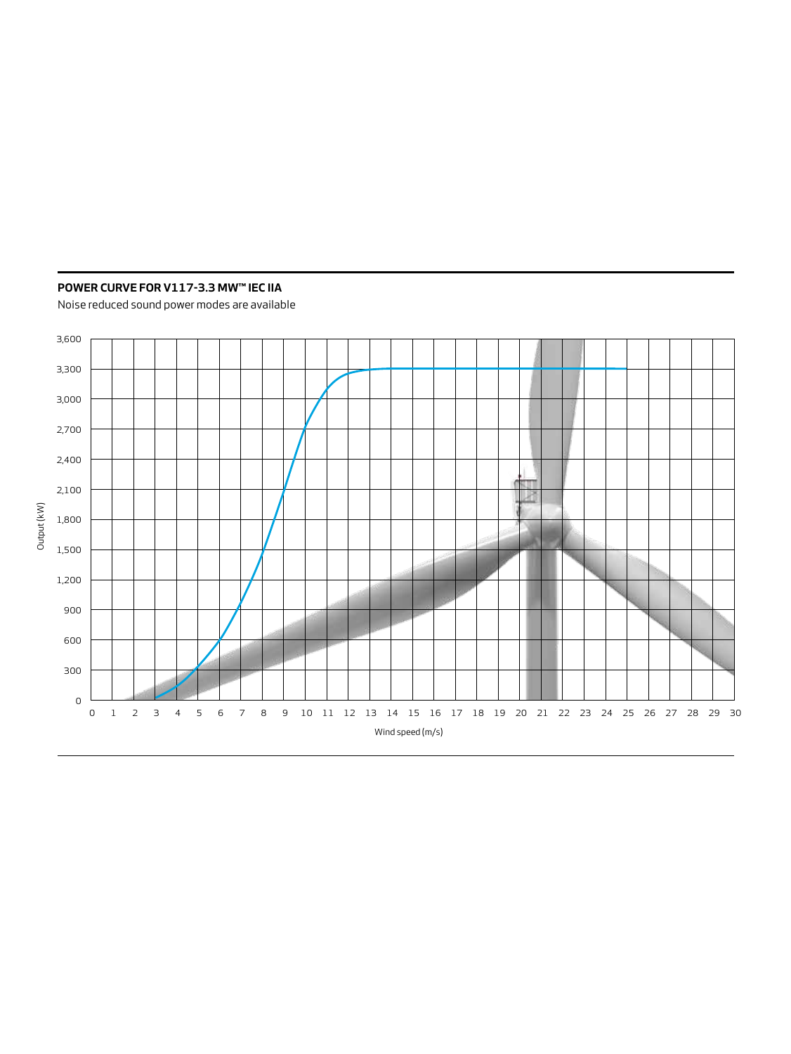**POWER CURVE FOR V117-3.3 MW™ IEC IIA**

Noise reduced sound power modes are available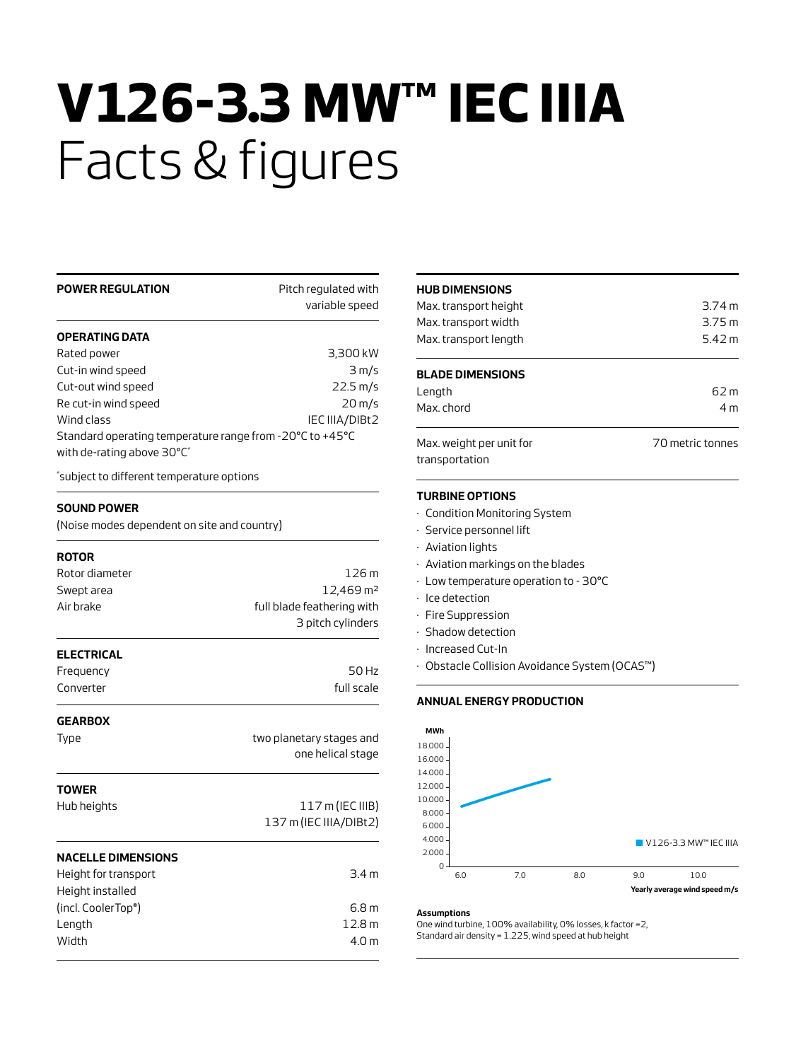# V126-3.3 MW™ IEC IIIA
Facts & figures

| POWER REGULATION | Pitch regulated with variable speed |
|---|---|

### OPERATING DATA

| | |
|---|---|
| Rated power | 3,300 kW |
| Cut-in wind speed | 3 m/s |
| Cut-out wind speed | 22.5 m/s |
| Re cut-in wind speed | 20 m/s |
| Wind class | IEC IIIA/DIBt2 |

Standard operating temperature range from -20°C to +45°C with de-rating above 30°C*

*subject to different temperature options

### SOUND POWER

(Noise modes dependent on site and country)

### ROTOR

| | |
|---|---|
| Rotor diameter | 126 m |
| Swept area | 12,469 m² |
| Air brake | full blade feathering with 3 pitch cylinders |

### ELECTRICAL

| | |
|---|---|
| Frequency | 50 Hz |
| Converter | full scale |

### GEARBOX

| | |
|---|---|
| Type | two planetary stages and one helical stage |

### TOWER

| | |
|---|---|
| Hub heights | 117 m (IEC IIIB)<br>137 m (IEC IIIA/DIBt2) |

### NACELLE DIMENSIONS

| | |
|---|---|
| Height for transport | 3.4 m |
| Height installed (incl. CoolerTop®) | 6.8 m |
| Length | 12.8 m |
| Width | 4.0 m |

### HUB DIMENSIONS

| | |
|---|---|
| Max. transport height | 3.74 m |
| Max. transport width | 3.75 m |
| Max. transport length | 5.42 m |

### BLADE DIMENSIONS

| | |
|---|---|
| Length | 62 m |
| Max. chord | 4 m |

| Max. weight per unit for transportation | 70 metric tonnes |
|---|---|

### TURBINE OPTIONS

- Condition Monitoring System
- Service personnel lift
- Aviation lights
- Aviation markings on the blades
- Low temperature operation to - 30°C
- Ice detection
- Fire Suppression
- Shadow detection
- Increased Cut-In
- Obstacle Collision Avoidance System (OCAS™)

### ANNUAL ENERGY PRODUCTION

**Assumptions**
One wind turbine, 100% availability, 0% losses, k factor =2, Standard air density = 1.225, wind speed at hub height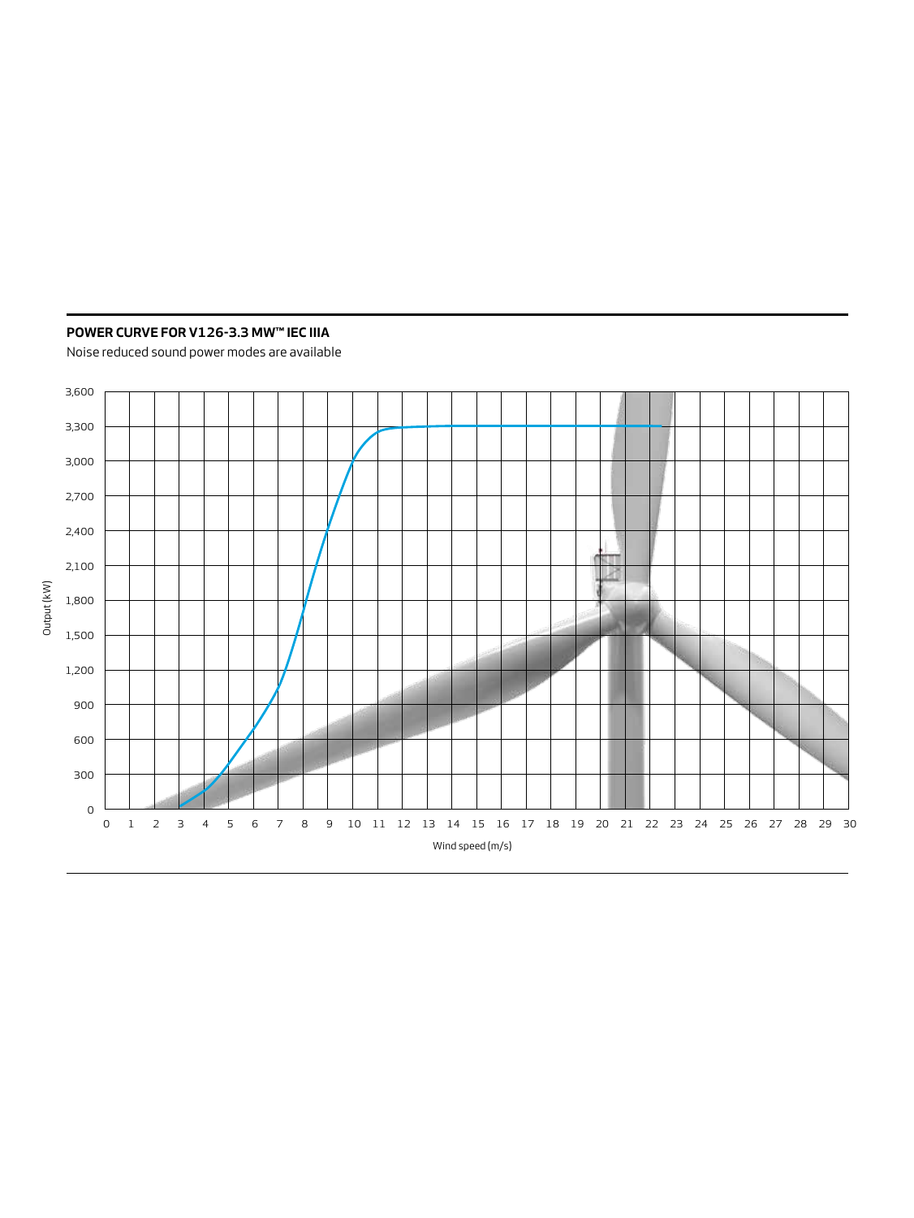**POWER CURVE FOR V126-3.3 MW™ IEC IIIA**

Noise reduced sound power modes are available

Output (kW)

3,600
3,300
3,000
2,700
2,400
2,100
1,800
1,500
1,200
900
600
300
0

0 1 2 3 4 5 6 7 8 9 10 11 12 13 14 15 16 17 18 19 20 21 22 23 24 25 26 27 28 29 30

Wind speed (m/s)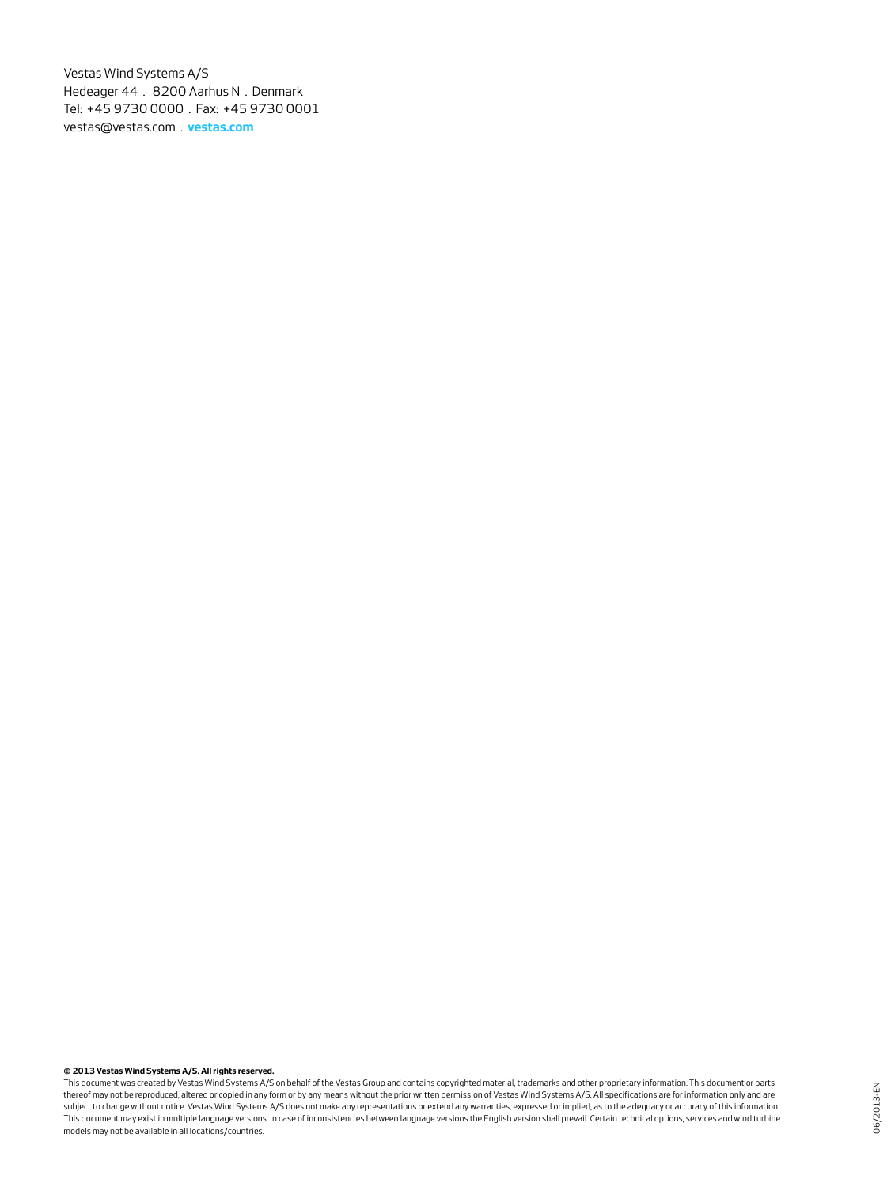Vestas Wind Systems A/S
Hedeager 44 . 8200 Aarhus N . Denmark
Tel: +45 9730 0000 . Fax: +45 9730 0001
vestas@vestas.com . **vestas.com**

**© 2013 Vestas Wind Systems A/S. All rights reserved.**
This document was created by Vestas Wind Systems A/S on behalf of the Vestas Group and contains copyrighted material, trademarks and other proprietary information. This document or parts thereof may not be reproduced, altered or copied in any form or by any means without the prior written permission of Vestas Wind Systems A/S. All specifications are for information only and are subject to change without notice. Vestas Wind Systems A/S does not make any representations or extend any warranties, expressed or implied, as to the adequacy or accuracy of this information. This document may exist in multiple language versions. In case of inconsistencies between language versions the English version shall prevail. Certain technical options, services and wind turbine models may not be available in all locations/countries.

06/2013-EN